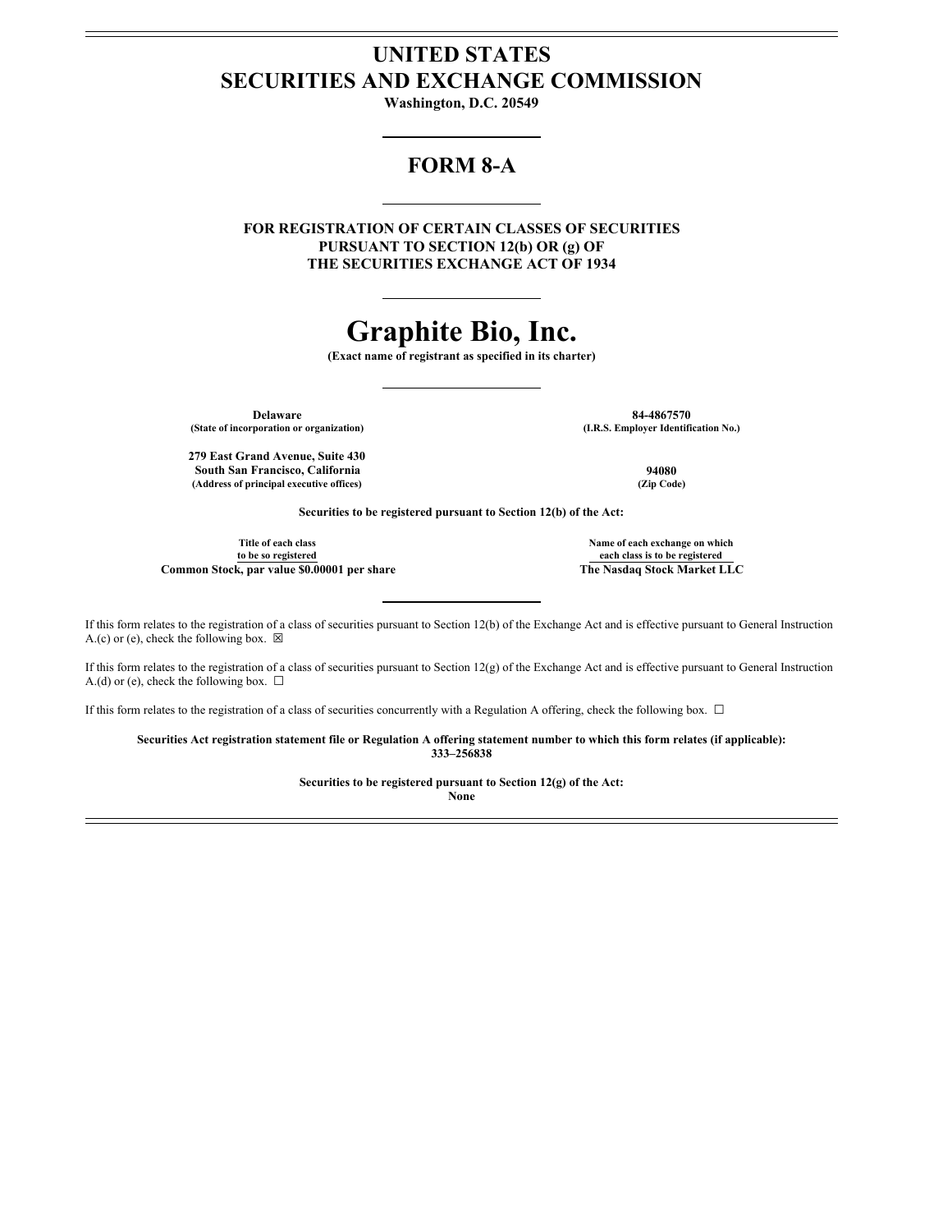# UNITED STATES
# SECURITIES AND EXCHANGE COMMISSION

**Washington, D.C. 20549**

## FORM 8-A

**FOR REGISTRATION OF CERTAIN CLASSES OF SECURITIES PURSUANT TO SECTION 12(b) OR (g) OF THE SECURITIES EXCHANGE ACT OF 1934**

# Graphite Bio, Inc.

**(Exact name of registrant as specified in its charter)**

| | |
|---|---|
| **Delaware** | **84-4867570** |
| **(State of incorporation or organization)** | **(I.R.S. Employer Identification No.)** |
| **279 East Grand Avenue, Suite 430** **South San Francisco, California** | **94080** |
| **(Address of principal executive offices)** | **(Zip Code)** |

**Securities to be registered pursuant to Section 12(b) of the Act:**

| Title of each class to be so registered | Name of each exchange on which each class is to be registered |
|---|---|
| **Common Stock, par value $0.00001 per share** | **The Nasdaq Stock Market LLC** |

If this form relates to the registration of a class of securities pursuant to Section 12(b) of the Exchange Act and is effective pursuant to General Instruction A.(c) or (e), check the following box. ☒

If this form relates to the registration of a class of securities pursuant to Section 12(g) of the Exchange Act and is effective pursuant to General Instruction A.(d) or (e), check the following box. ☐

If this form relates to the registration of a class of securities concurrently with a Regulation A offering, check the following box. ☐

**Securities Act registration statement file or Regulation A offering statement number to which this form relates (if applicable):**
**333–256838**

**Securities to be registered pursuant to Section 12(g) of the Act:**
**None**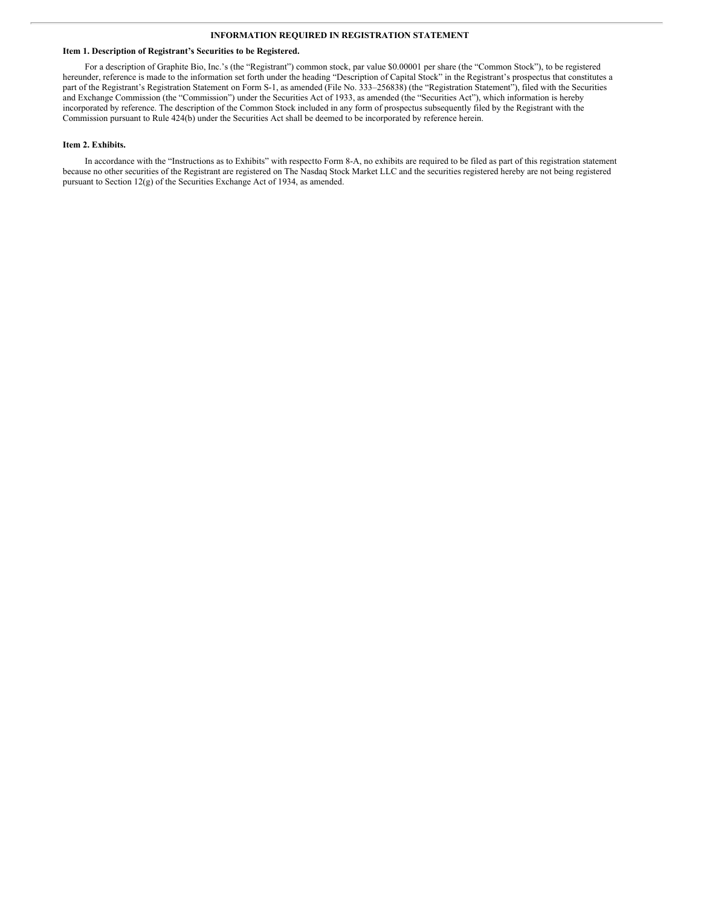## INFORMATION REQUIRED IN REGISTRATION STATEMENT

**Item 1. Description of Registrant's Securities to be Registered.**

For a description of Graphite Bio, Inc.'s (the "Registrant") common stock, par value $0.00001 per share (the "Common Stock"), to be registered hereunder, reference is made to the information set forth under the heading "Description of Capital Stock" in the Registrant's prospectus that constitutes a part of the Registrant's Registration Statement on Form S-1, as amended (File No. 333–256838) (the "Registration Statement"), filed with the Securities and Exchange Commission (the "Commission") under the Securities Act of 1933, as amended (the "Securities Act"), which information is hereby incorporated by reference. The description of the Common Stock included in any form of prospectus subsequently filed by the Registrant with the Commission pursuant to Rule 424(b) under the Securities Act shall be deemed to be incorporated by reference herein.

**Item 2. Exhibits.**

In accordance with the "Instructions as to Exhibits" with respectto Form 8-A, no exhibits are required to be filed as part of this registration statement because no other securities of the Registrant are registered on The Nasdaq Stock Market LLC and the securities registered hereby are not being registered pursuant to Section 12(g) of the Securities Exchange Act of 1934, as amended.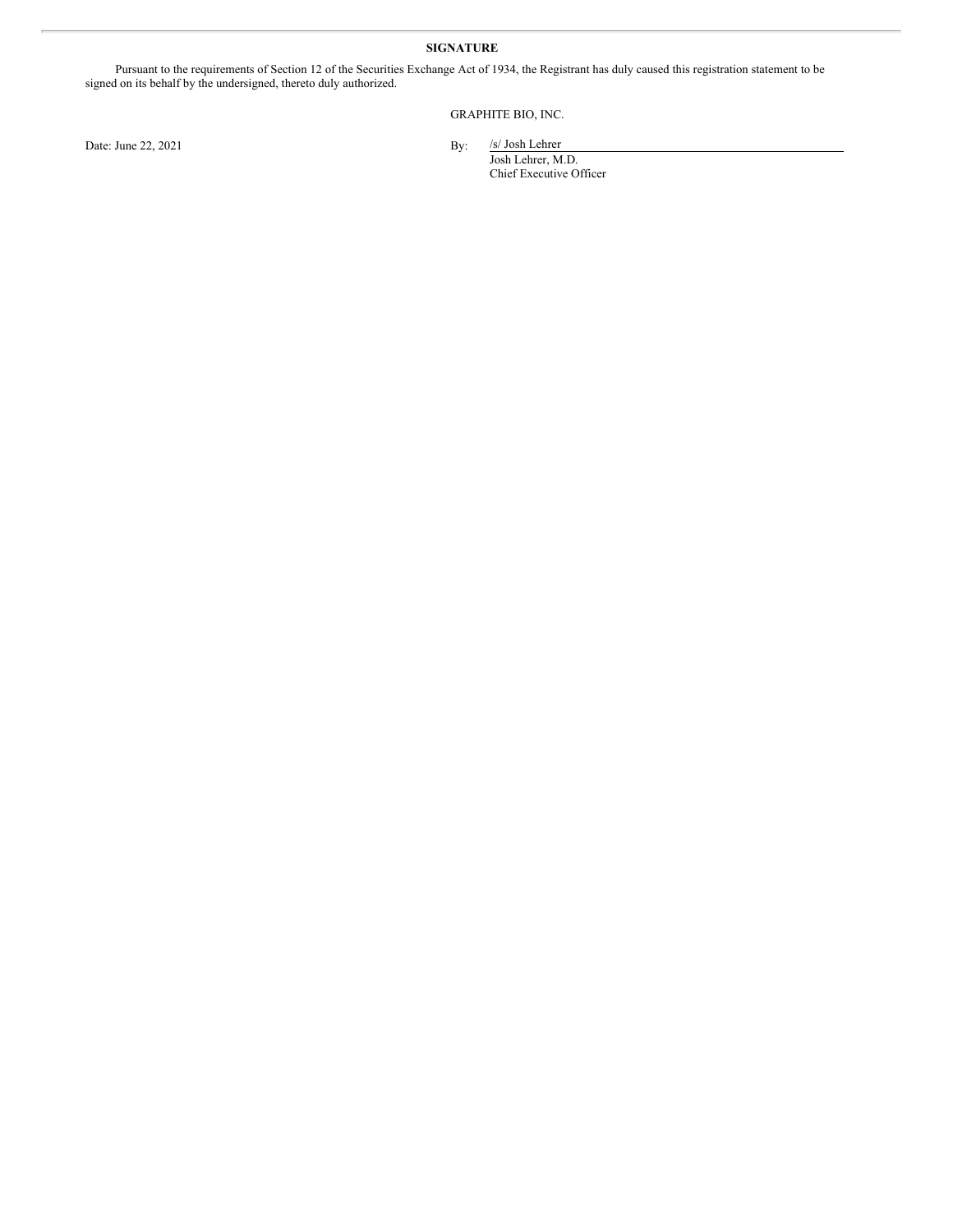**SIGNATURE**

Pursuant to the requirements of Section 12 of the Securities Exchange Act of 1934, the Registrant has duly caused this registration statement to be signed on its behalf by the undersigned, thereto duly authorized.

GRAPHITE BIO, INC.

Date: June 22, 2021

By: /s/ Josh Lehrer

Josh Lehrer, M.D.

Chief Executive Officer